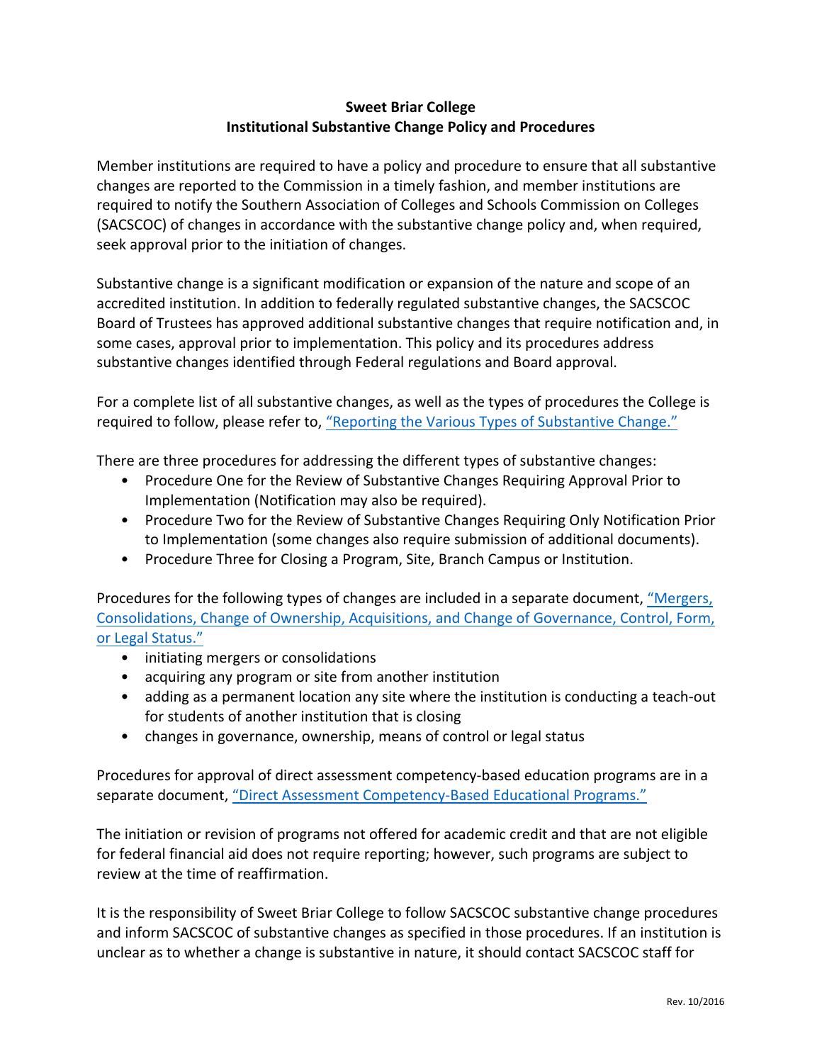**Sweet Briar College**
**Institutional Substantive Change Policy and Procedures**

Member institutions are required to have a policy and procedure to ensure that all substantive changes are reported to the Commission in a timely fashion, and member institutions are required to notify the Southern Association of Colleges and Schools Commission on Colleges (SACSCOC) of changes in accordance with the substantive change policy and, when required, seek approval prior to the initiation of changes.

Substantive change is a significant modification or expansion of the nature and scope of an accredited institution. In addition to federally regulated substantive changes, the SACSCOC Board of Trustees has approved additional substantive changes that require notification and, in some cases, approval prior to implementation. This policy and its procedures address substantive changes identified through Federal regulations and Board approval.

For a complete list of all substantive changes, as well as the types of procedures the College is required to follow, please refer to, "Reporting the Various Types of Substantive Change."

There are three procedures for addressing the different types of substantive changes:

- Procedure One for the Review of Substantive Changes Requiring Approval Prior to Implementation (Notification may also be required).
- Procedure Two for the Review of Substantive Changes Requiring Only Notification Prior to Implementation (some changes also require submission of additional documents).
- Procedure Three for Closing a Program, Site, Branch Campus or Institution.

Procedures for the following types of changes are included in a separate document, "Mergers, Consolidations, Change of Ownership, Acquisitions, and Change of Governance, Control, Form, or Legal Status."

- initiating mergers or consolidations
- acquiring any program or site from another institution
- adding as a permanent location any site where the institution is conducting a teach-out for students of another institution that is closing
- changes in governance, ownership, means of control or legal status

Procedures for approval of direct assessment competency-based education programs are in a separate document, "Direct Assessment Competency-Based Educational Programs."

The initiation or revision of programs not offered for academic credit and that are not eligible for federal financial aid does not require reporting; however, such programs are subject to review at the time of reaffirmation.

It is the responsibility of Sweet Briar College to follow SACSCOC substantive change procedures and inform SACSCOC of substantive changes as specified in those procedures. If an institution is unclear as to whether a change is substantive in nature, it should contact SACSCOC staff for

Rev. 10/2016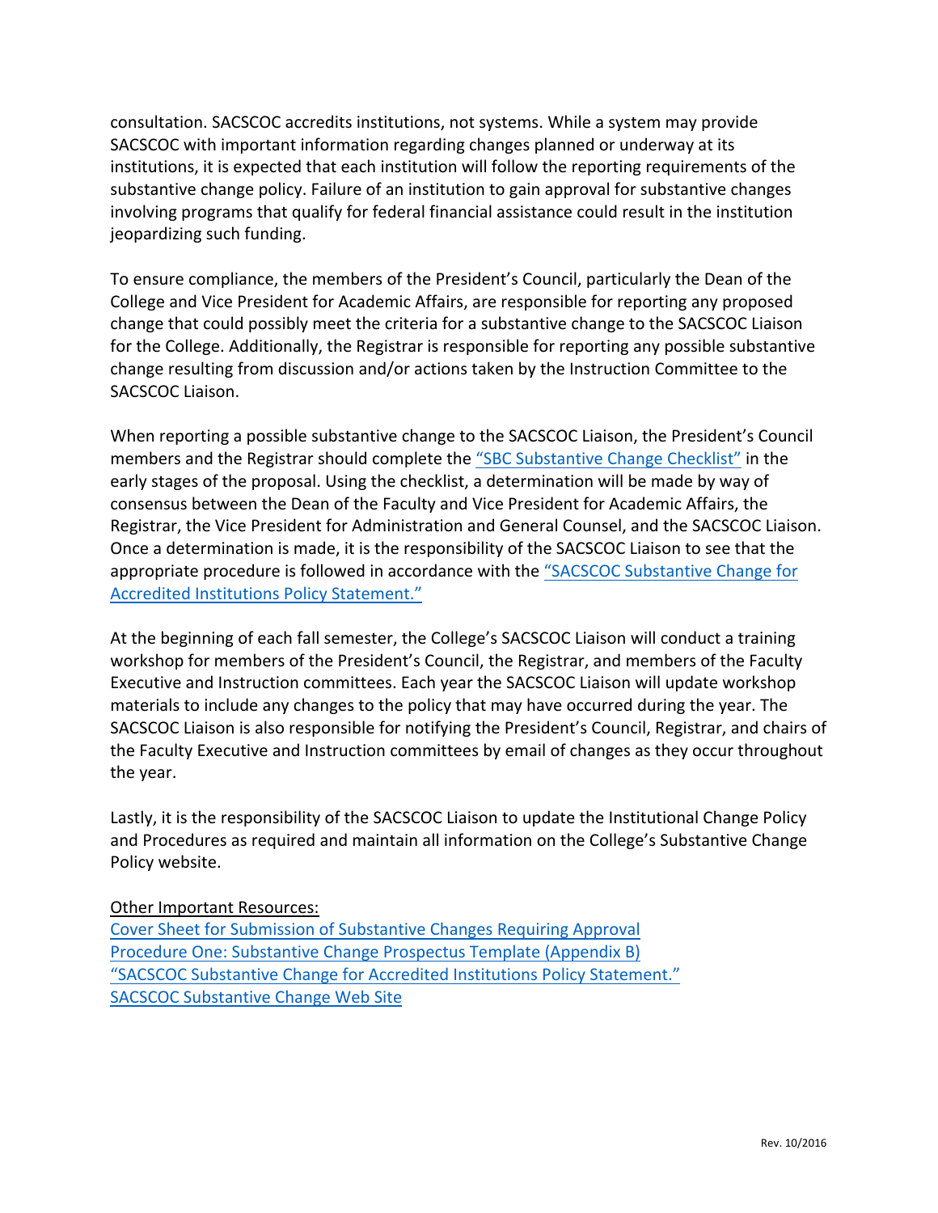consultation. SACSCOC accredits institutions, not systems. While a system may provide SACSCOC with important information regarding changes planned or underway at its institutions, it is expected that each institution will follow the reporting requirements of the substantive change policy. Failure of an institution to gain approval for substantive changes involving programs that qualify for federal financial assistance could result in the institution jeopardizing such funding.

To ensure compliance, the members of the President's Council, particularly the Dean of the College and Vice President for Academic Affairs, are responsible for reporting any proposed change that could possibly meet the criteria for a substantive change to the SACSCOC Liaison for the College. Additionally, the Registrar is responsible for reporting any possible substantive change resulting from discussion and/or actions taken by the Instruction Committee to the SACSCOC Liaison.

When reporting a possible substantive change to the SACSCOC Liaison, the President's Council members and the Registrar should complete the "SBC Substantive Change Checklist" in the early stages of the proposal. Using the checklist, a determination will be made by way of consensus between the Dean of the Faculty and Vice President for Academic Affairs, the Registrar, the Vice President for Administration and General Counsel, and the SACSCOC Liaison. Once a determination is made, it is the responsibility of the SACSCOC Liaison to see that the appropriate procedure is followed in accordance with the "SACSCOC Substantive Change for Accredited Institutions Policy Statement."

At the beginning of each fall semester, the College's SACSCOC Liaison will conduct a training workshop for members of the President's Council, the Registrar, and members of the Faculty Executive and Instruction committees. Each year the SACSCOC Liaison will update workshop materials to include any changes to the policy that may have occurred during the year. The SACSCOC Liaison is also responsible for notifying the President's Council, Registrar, and chairs of the Faculty Executive and Instruction committees by email of changes as they occur throughout the year.

Lastly, it is the responsibility of the SACSCOC Liaison to update the Institutional Change Policy and Procedures as required and maintain all information on the College's Substantive Change Policy website.

Other Important Resources:
Cover Sheet for Submission of Substantive Changes Requiring Approval
Procedure One: Substantive Change Prospectus Template (Appendix B)
"SACSCOC Substantive Change for Accredited Institutions Policy Statement."
SACSCOC Substantive Change Web Site

Rev. 10/2016